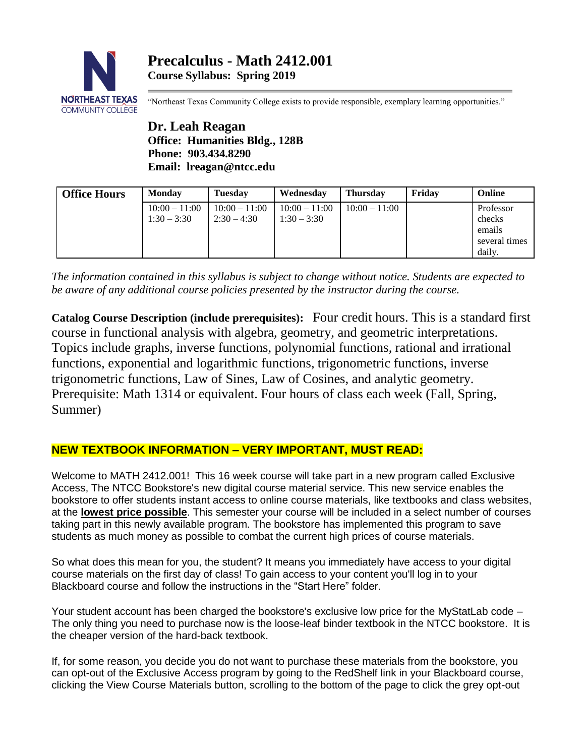# Precalculus - Math 2412.001

**Course Syllabus: Spring 2019**

"Northeast Texas Community College exists to provide responsible, exemplary learning opportunities."

**Dr. Leah Reagan**
**Office: Humanities Bldg., 128B**
**Phone: 903.434.8290**
**Email: lreagan@ntcc.edu**

| Office Hours | Monday | Tuesday | Wednesday | Thursday | Friday | Online |
|---|---|---|---|---|---|---|
| | 10:00 – 11:00<br>1:30 – 3:30 | 10:00 – 11:00<br>2:30 – 4:30 | 10:00 – 11:00<br>1:30 – 3:30 | 10:00 – 11:00 | | Professor checks emails several times daily. |

*The information contained in this syllabus is subject to change without notice. Students are expected to be aware of any additional course policies presented by the instructor during the course.*

**Catalog Course Description (include prerequisites):** Four credit hours. This is a standard first course in functional analysis with algebra, geometry, and geometric interpretations. Topics include graphs, inverse functions, polynomial functions, rational and irrational functions, exponential and logarithmic functions, trigonometric functions, inverse trigonometric functions, Law of Sines, Law of Cosines, and analytic geometry. Prerequisite: Math 1314 or equivalent. Four hours of class each week (Fall, Spring, Summer)

## NEW TEXTBOOK INFORMATION – VERY IMPORTANT, MUST READ:

Welcome to MATH 2412.001! This 16 week course will take part in a new program called Exclusive Access, The NTCC Bookstore's new digital course material service. This new service enables the bookstore to offer students instant access to online course materials, like textbooks and class websites, at the **lowest price possible**. This semester your course will be included in a select number of courses taking part in this newly available program. The bookstore has implemented this program to save students as much money as possible to combat the current high prices of course materials.

So what does this mean for you, the student? It means you immediately have access to your digital course materials on the first day of class! To gain access to your content you'll log in to your Blackboard course and follow the instructions in the "Start Here" folder.

Your student account has been charged the bookstore's exclusive low price for the MyStatLab code – The only thing you need to purchase now is the loose-leaf binder textbook in the NTCC bookstore. It is the cheaper version of the hard-back textbook.

If, for some reason, you decide you do not want to purchase these materials from the bookstore, you can opt-out of the Exclusive Access program by going to the RedShelf link in your Blackboard course, clicking the View Course Materials button, scrolling to the bottom of the page to click the grey opt-out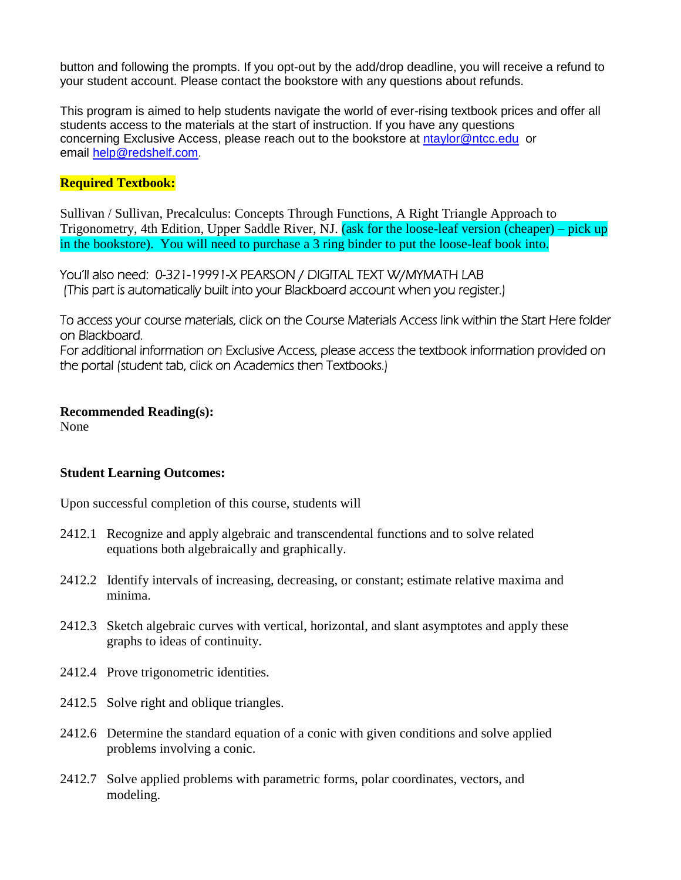button and following the prompts. If you opt-out by the add/drop deadline, you will receive a refund to your student account. Please contact the bookstore with any questions about refunds.

This program is aimed to help students navigate the world of ever-rising textbook prices and offer all students access to the materials at the start of instruction. If you have any questions concerning Exclusive Access, please reach out to the bookstore at ntaylor@ntcc.edu or email help@redshelf.com.

**Required Textbook:**

Sullivan / Sullivan, Precalculus: Concepts Through Functions, A Right Triangle Approach to Trigonometry, 4th Edition, Upper Saddle River, NJ. (ask for the loose-leaf version (cheaper) – pick up in the bookstore). You will need to purchase a 3 ring binder to put the loose-leaf book into.

You'll also need: 0-321-19991-X PEARSON / DIGITAL TEXT W/MYMATH LAB
(This part is automatically built into your Blackboard account when you register.)

To access your course materials, click on the Course Materials Access link within the Start Here folder on Blackboard.
For additional information on Exclusive Access, please access the textbook information provided on the portal (student tab, click on Academics then Textbooks.)

**Recommended Reading(s):**
None

**Student Learning Outcomes:**

Upon successful completion of this course, students will

2412.1 Recognize and apply algebraic and transcendental functions and to solve related equations both algebraically and graphically.

2412.2 Identify intervals of increasing, decreasing, or constant; estimate relative maxima and minima.

2412.3 Sketch algebraic curves with vertical, horizontal, and slant asymptotes and apply these graphs to ideas of continuity.

2412.4 Prove trigonometric identities.

2412.5 Solve right and oblique triangles.

2412.6 Determine the standard equation of a conic with given conditions and solve applied problems involving a conic.

2412.7 Solve applied problems with parametric forms, polar coordinates, vectors, and modeling.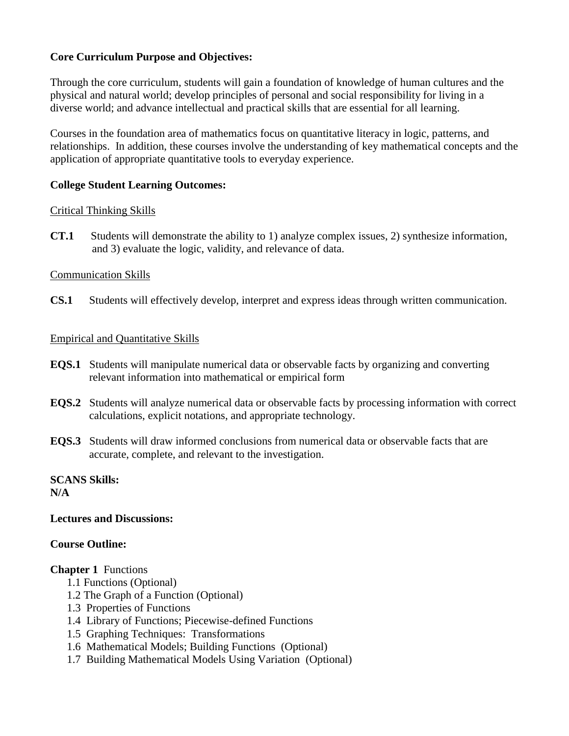**Core Curriculum Purpose and Objectives:**

Through the core curriculum, students will gain a foundation of knowledge of human cultures and the physical and natural world; develop principles of personal and social responsibility for living in a diverse world; and advance intellectual and practical skills that are essential for all learning.

Courses in the foundation area of mathematics focus on quantitative literacy in logic, patterns, and relationships. In addition, these courses involve the understanding of key mathematical concepts and the application of appropriate quantitative tools to everyday experience.

**College Student Learning Outcomes:**

<u>Critical Thinking Skills</u>

**CT.1** Students will demonstrate the ability to 1) analyze complex issues, 2) synthesize information, and 3) evaluate the logic, validity, and relevance of data.

<u>Communication Skills</u>

**CS.1** Students will effectively develop, interpret and express ideas through written communication.

<u>Empirical and Quantitative Skills</u>

**EQS.1** Students will manipulate numerical data or observable facts by organizing and converting relevant information into mathematical or empirical form

**EQS.2** Students will analyze numerical data or observable facts by processing information with correct calculations, explicit notations, and appropriate technology.

**EQS.3** Students will draw informed conclusions from numerical data or observable facts that are accurate, complete, and relevant to the investigation.

**SCANS Skills:**
**N/A**

**Lectures and Discussions:**

**Course Outline:**

**Chapter 1** Functions

- 1.1 Functions (Optional)
- 1.2 The Graph of a Function (Optional)
- 1.3 Properties of Functions
- 1.4 Library of Functions; Piecewise-defined Functions
- 1.5 Graphing Techniques: Transformations
- 1.6 Mathematical Models; Building Functions (Optional)
- 1.7 Building Mathematical Models Using Variation (Optional)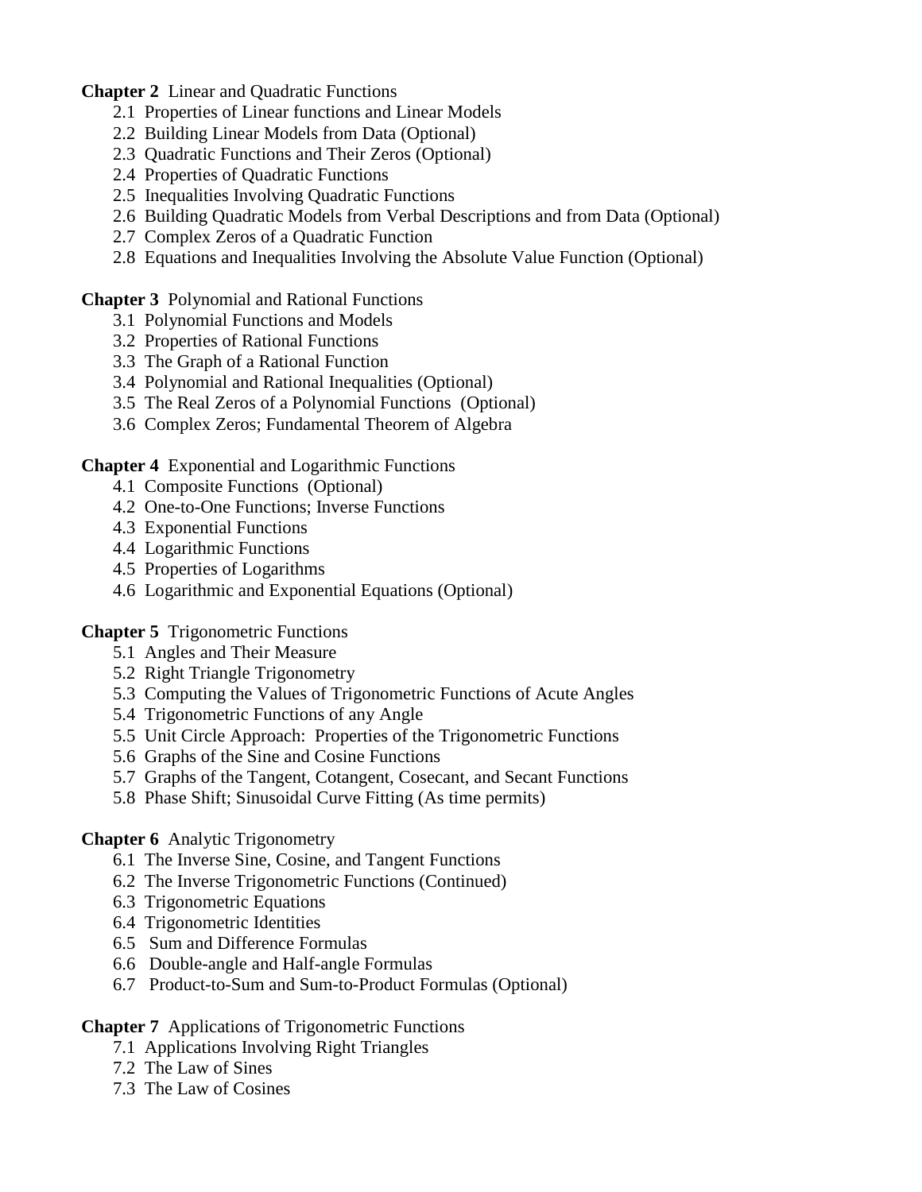**Chapter 2** Linear and Quadratic Functions

- 2.1 Properties of Linear functions and Linear Models
- 2.2 Building Linear Models from Data (Optional)
- 2.3 Quadratic Functions and Their Zeros (Optional)
- 2.4 Properties of Quadratic Functions
- 2.5 Inequalities Involving Quadratic Functions
- 2.6 Building Quadratic Models from Verbal Descriptions and from Data (Optional)
- 2.7 Complex Zeros of a Quadratic Function
- 2.8 Equations and Inequalities Involving the Absolute Value Function (Optional)

**Chapter 3** Polynomial and Rational Functions

- 3.1 Polynomial Functions and Models
- 3.2 Properties of Rational Functions
- 3.3 The Graph of a Rational Function
- 3.4 Polynomial and Rational Inequalities (Optional)
- 3.5 The Real Zeros of a Polynomial Functions (Optional)
- 3.6 Complex Zeros; Fundamental Theorem of Algebra

**Chapter 4** Exponential and Logarithmic Functions

- 4.1 Composite Functions (Optional)
- 4.2 One-to-One Functions; Inverse Functions
- 4.3 Exponential Functions
- 4.4 Logarithmic Functions
- 4.5 Properties of Logarithms
- 4.6 Logarithmic and Exponential Equations (Optional)

**Chapter 5** Trigonometric Functions

- 5.1 Angles and Their Measure
- 5.2 Right Triangle Trigonometry
- 5.3 Computing the Values of Trigonometric Functions of Acute Angles
- 5.4 Trigonometric Functions of any Angle
- 5.5 Unit Circle Approach: Properties of the Trigonometric Functions
- 5.6 Graphs of the Sine and Cosine Functions
- 5.7 Graphs of the Tangent, Cotangent, Cosecant, and Secant Functions
- 5.8 Phase Shift; Sinusoidal Curve Fitting (As time permits)

**Chapter 6** Analytic Trigonometry

- 6.1 The Inverse Sine, Cosine, and Tangent Functions
- 6.2 The Inverse Trigonometric Functions (Continued)
- 6.3 Trigonometric Equations
- 6.4 Trigonometric Identities
- 6.5 Sum and Difference Formulas
- 6.6 Double-angle and Half-angle Formulas
- 6.7 Product-to-Sum and Sum-to-Product Formulas (Optional)

**Chapter 7** Applications of Trigonometric Functions

- 7.1 Applications Involving Right Triangles
- 7.2 The Law of Sines
- 7.3 The Law of Cosines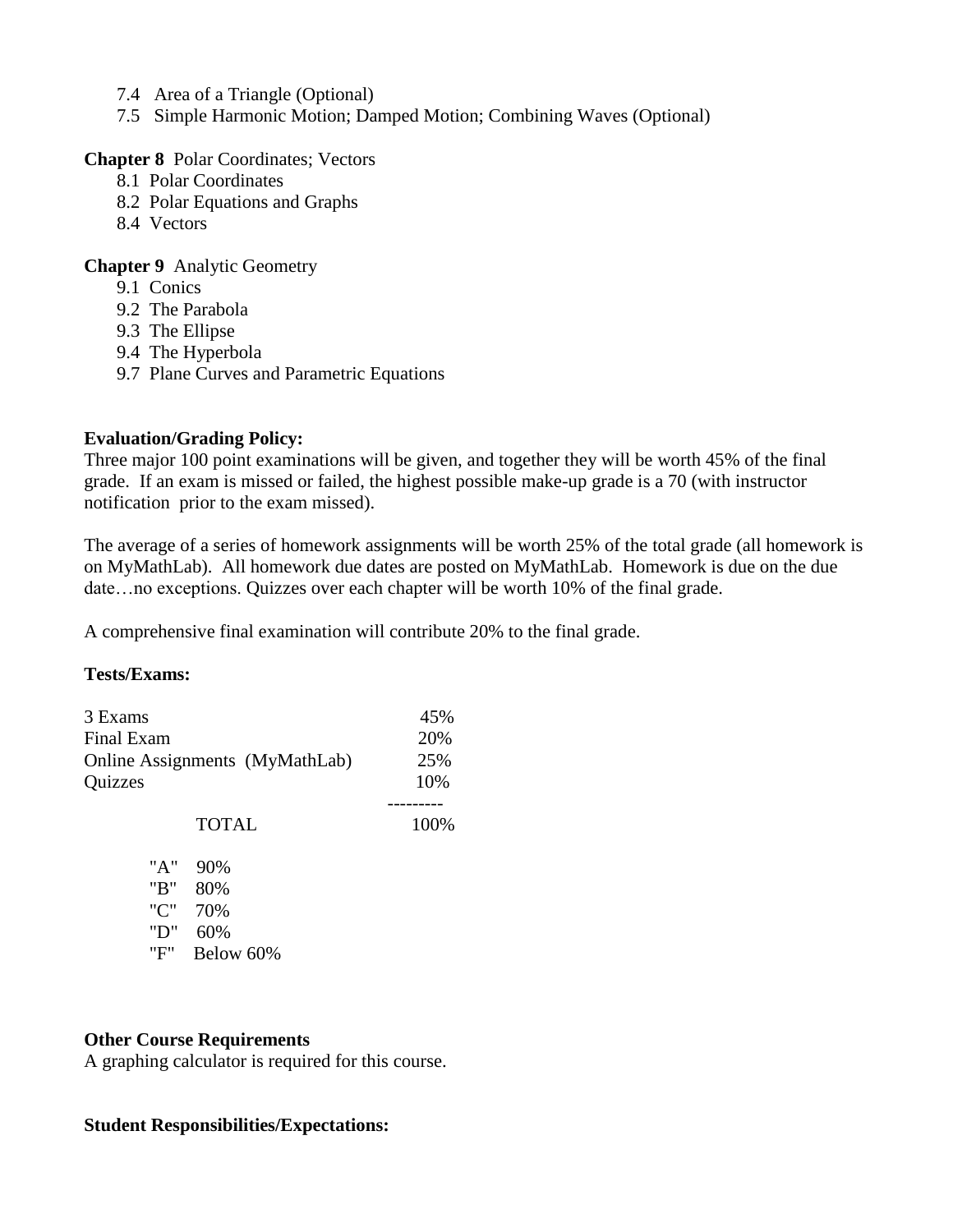- 7.4 Area of a Triangle (Optional)
- 7.5 Simple Harmonic Motion; Damped Motion; Combining Waves (Optional)

**Chapter 8** Polar Coordinates; Vectors

- 8.1 Polar Coordinates
- 8.2 Polar Equations and Graphs
- 8.4 Vectors

**Chapter 9** Analytic Geometry

- 9.1 Conics
- 9.2 The Parabola
- 9.3 The Ellipse
- 9.4 The Hyperbola
- 9.7 Plane Curves and Parametric Equations

**Evaluation/Grading Policy:**

Three major 100 point examinations will be given, and together they will be worth 45% of the final grade. If an exam is missed or failed, the highest possible make-up grade is a 70 (with instructor notification prior to the exam missed).

The average of a series of homework assignments will be worth 25% of the total grade (all homework is on MyMathLab). All homework due dates are posted on MyMathLab. Homework is due on the due date…no exceptions. Quizzes over each chapter will be worth 10% of the final grade.

A comprehensive final examination will contribute 20% to the final grade.

**Tests/Exams:**

| | |
|---|---|
| 3 Exams | 45% |
| Final Exam | 20% |
| Online Assignments (MyMathLab) | 25% |
| Quizzes | 10% |
| TOTAL | 100% |

| | |
|---|---|
| "A" | 90% |
| "B" | 80% |
| "C" | 70% |
| "D" | 60% |
| "F" | Below 60% |

**Other Course Requirements**

A graphing calculator is required for this course.

**Student Responsibilities/Expectations:**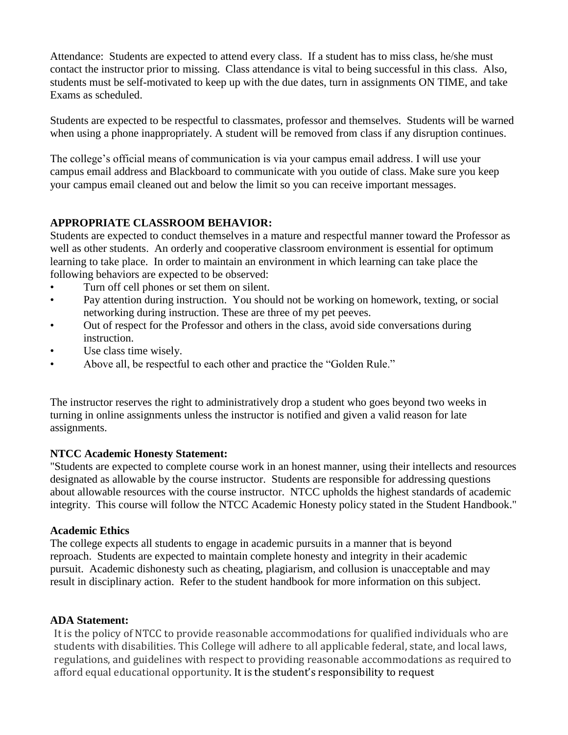Attendance: Students are expected to attend every class. If a student has to miss class, he/she must contact the instructor prior to missing. Class attendance is vital to being successful in this class. Also, students must be self-motivated to keep up with the due dates, turn in assignments ON TIME, and take Exams as scheduled.

Students are expected to be respectful to classmates, professor and themselves. Students will be warned when using a phone inappropriately. A student will be removed from class if any disruption continues.

The college's official means of communication is via your campus email address. I will use your campus email address and Blackboard to communicate with you outside of class. Make sure you keep your campus email cleaned out and below the limit so you can receive important messages.

**APPROPRIATE CLASSROOM BEHAVIOR:**
Students are expected to conduct themselves in a mature and respectful manner toward the Professor as well as other students. An orderly and cooperative classroom environment is essential for optimum learning to take place. In order to maintain an environment in which learning can take place the following behaviors are expected to be observed:

- Turn off cell phones or set them on silent.
- Pay attention during instruction. You should not be working on homework, texting, or social networking during instruction. These are three of my pet peeves.
- Out of respect for the Professor and others in the class, avoid side conversations during instruction.
- Use class time wisely.
- Above all, be respectful to each other and practice the "Golden Rule."

The instructor reserves the right to administratively drop a student who goes beyond two weeks in turning in online assignments unless the instructor is notified and given a valid reason for late assignments.

**NTCC Academic Honesty Statement:**
"Students are expected to complete course work in an honest manner, using their intellects and resources designated as allowable by the course instructor. Students are responsible for addressing questions about allowable resources with the course instructor. NTCC upholds the highest standards of academic integrity. This course will follow the NTCC Academic Honesty policy stated in the Student Handbook."

**Academic Ethics**
The college expects all students to engage in academic pursuits in a manner that is beyond reproach. Students are expected to maintain complete honesty and integrity in their academic pursuit. Academic dishonesty such as cheating, plagiarism, and collusion is unacceptable and may result in disciplinary action. Refer to the student handbook for more information on this subject.

**ADA Statement:**
It is the policy of NTCC to provide reasonable accommodations for qualified individuals who are students with disabilities. This College will adhere to all applicable federal, state, and local laws, regulations, and guidelines with respect to providing reasonable accommodations as required to afford equal educational opportunity. It is the student's responsibility to request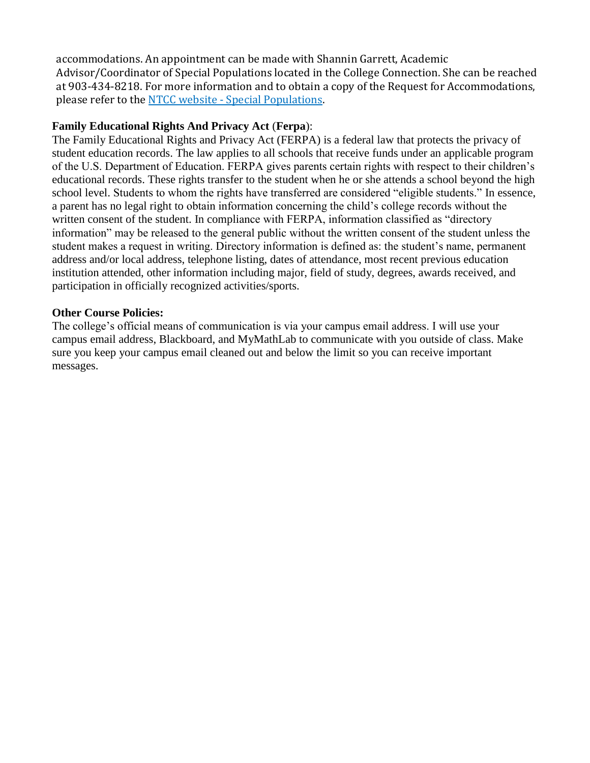accommodations. An appointment can be made with Shannin Garrett, Academic Advisor/Coordinator of Special Populations located in the College Connection. She can be reached at 903-434-8218. For more information and to obtain a copy of the Request for Accommodations, please refer to the [NTCC website - Special Populations](NTCC website - Special Populations).

**Family Educational Rights And Privacy Act** (**Ferpa**):

The Family Educational Rights and Privacy Act (FERPA) is a federal law that protects the privacy of student education records. The law applies to all schools that receive funds under an applicable program of the U.S. Department of Education. FERPA gives parents certain rights with respect to their children's educational records. These rights transfer to the student when he or she attends a school beyond the high school level. Students to whom the rights have transferred are considered "eligible students." In essence, a parent has no legal right to obtain information concerning the child's college records without the written consent of the student. In compliance with FERPA, information classified as "directory information" may be released to the general public without the written consent of the student unless the student makes a request in writing. Directory information is defined as: the student's name, permanent address and/or local address, telephone listing, dates of attendance, most recent previous education institution attended, other information including major, field of study, degrees, awards received, and participation in officially recognized activities/sports.

**Other Course Policies:**

The college's official means of communication is via your campus email address. I will use your campus email address, Blackboard, and MyMathLab to communicate with you outside of class. Make sure you keep your campus email cleaned out and below the limit so you can receive important messages.